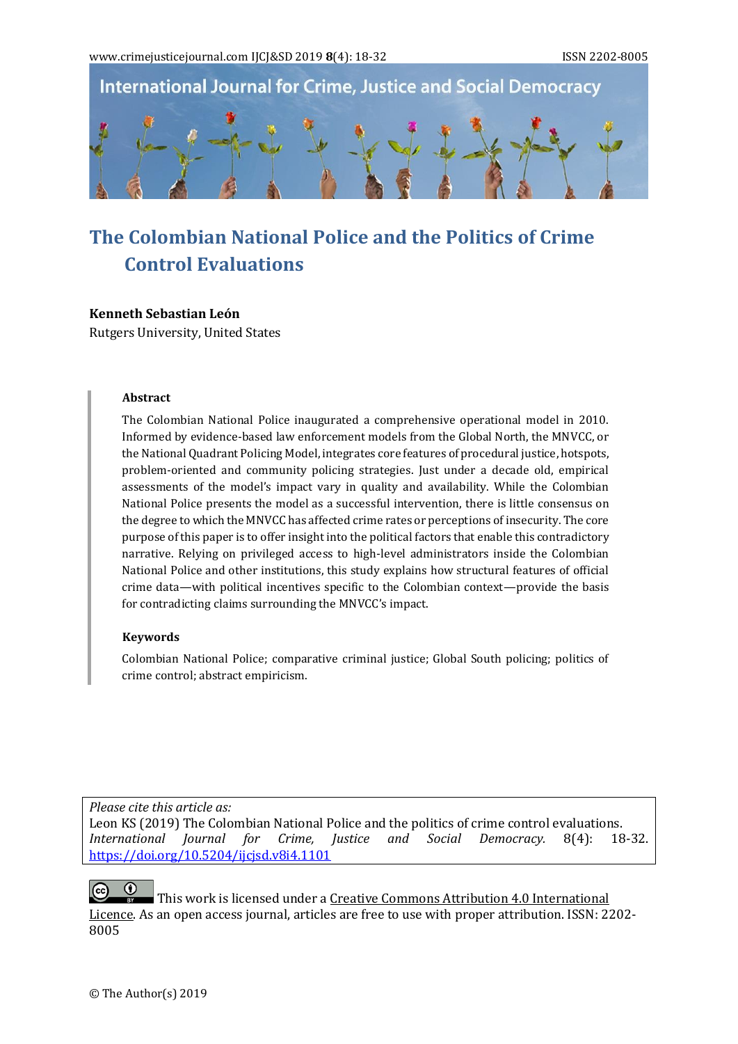# The Colombian National Police and the Politics of Crime Control Evaluations

**Kenneth Sebastian León**

Rutgers University, United States

### Abstract

The Colombian National Police inaugurated a comprehensive operational model in 2010. Informed by evidence-based law enforcement models from the Global North, the MNVCC, or the National Quadrant Policing Model, integrates core features of procedural justice, hotspots, problem-oriented and community policing strategies. Just under a decade old, empirical assessments of the model's impact vary in quality and availability. While the Colombian National Police presents the model as a successful intervention, there is little consensus on the degree to which the MNVCC has affected crime rates or perceptions of insecurity. The core purpose of this paper is to offer insight into the political factors that enable this contradictory narrative. Relying on privileged access to high-level administrators inside the Colombian National Police and other institutions, this study explains how structural features of official crime data—with political incentives specific to the Colombian context—provide the basis for contradicting claims surrounding the MNVCC's impact.

### Keywords

Colombian National Police; comparative criminal justice; Global South policing; politics of crime control; abstract empiricism.

*Please cite this article as:*
Leon KS (2019) The Colombian National Police and the politics of crime control evaluations. *International Journal for Crime, Justice and Social Democracy.* 8(4): 18-32. https://doi.org/10.5204/ijcjsd.v8i4.1101

This work is licensed under a Creative Commons Attribution 4.0 International Licence. As an open access journal, articles are free to use with proper attribution. ISSN: 2202-8005

© The Author(s) 2019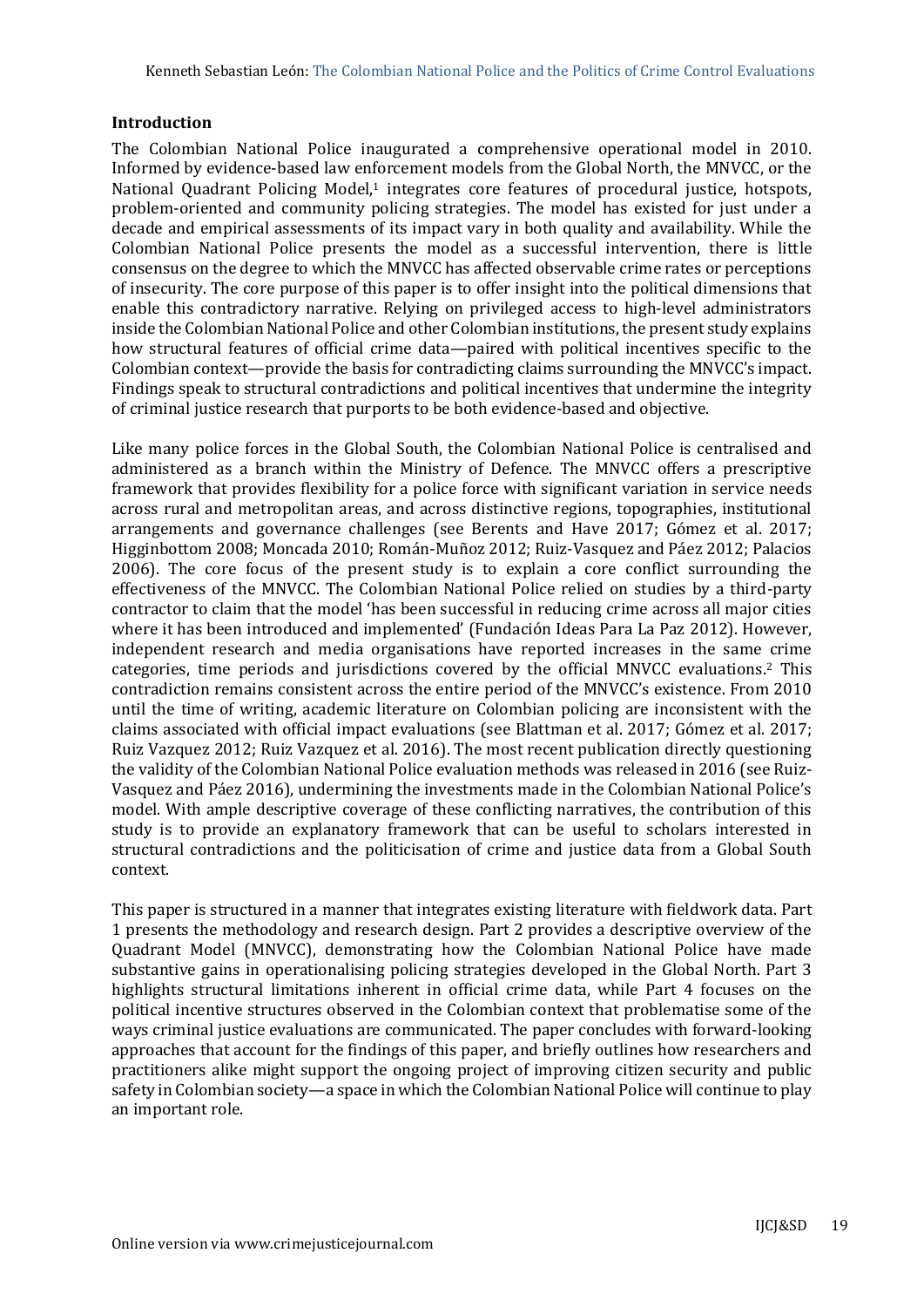**Introduction**

The Colombian National Police inaugurated a comprehensive operational model in 2010. Informed by evidence-based law enforcement models from the Global North, the MNVCC, or the National Quadrant Policing Model,[1] integrates core features of procedural justice, hotspots, problem-oriented and community policing strategies. The model has existed for just under a decade and empirical assessments of its impact vary in both quality and availability. While the Colombian National Police presents the model as a successful intervention, there is little consensus on the degree to which the MNVCC has affected observable crime rates or perceptions of insecurity. The core purpose of this paper is to offer insight into the political dimensions that enable this contradictory narrative. Relying on privileged access to high-level administrators inside the Colombian National Police and other Colombian institutions, the present study explains how structural features of official crime data—paired with political incentives specific to the Colombian context—provide the basis for contradicting claims surrounding the MNVCC's impact. Findings speak to structural contradictions and political incentives that undermine the integrity of criminal justice research that purports to be both evidence-based and objective.

Like many police forces in the Global South, the Colombian National Police is centralised and administered as a branch within the Ministry of Defence. The MNVCC offers a prescriptive framework that provides flexibility for a police force with significant variation in service needs across rural and metropolitan areas, and across distinctive regions, topographies, institutional arrangements and governance challenges (see Berents and Have 2017; Gómez et al. 2017; Higginbottom 2008; Moncada 2010; Román-Muñoz 2012; Ruiz-Vasquez and Páez 2012; Palacios 2006). The core focus of the present study is to explain a core conflict surrounding the effectiveness of the MNVCC. The Colombian National Police relied on studies by a third-party contractor to claim that the model 'has been successful in reducing crime across all major cities where it has been introduced and implemented' (Fundación Ideas Para La Paz 2012). However, independent research and media organisations have reported increases in the same crime categories, time periods and jurisdictions covered by the official MNVCC evaluations.[2] This contradiction remains consistent across the entire period of the MNVCC's existence. From 2010 until the time of writing, academic literature on Colombian policing are inconsistent with the claims associated with official impact evaluations (see Blattman et al. 2017; Gómez et al. 2017; Ruiz Vazquez 2012; Ruiz Vazquez et al. 2016). The most recent publication directly questioning the validity of the Colombian National Police evaluation methods was released in 2016 (see Ruiz-Vasquez and Páez 2016), undermining the investments made in the Colombian National Police's model. With ample descriptive coverage of these conflicting narratives, the contribution of this study is to provide an explanatory framework that can be useful to scholars interested in structural contradictions and the politicisation of crime and justice data from a Global South context.

This paper is structured in a manner that integrates existing literature with fieldwork data. Part 1 presents the methodology and research design. Part 2 provides a descriptive overview of the Quadrant Model (MNVCC), demonstrating how the Colombian National Police have made substantive gains in operationalising policing strategies developed in the Global North. Part 3 highlights structural limitations inherent in official crime data, while Part 4 focuses on the political incentive structures observed in the Colombian context that problematise some of the ways criminal justice evaluations are communicated. The paper concludes with forward-looking approaches that account for the findings of this paper, and briefly outlines how researchers and practitioners alike might support the ongoing project of improving citizen security and public safety in Colombian society—a space in which the Colombian National Police will continue to play an important role.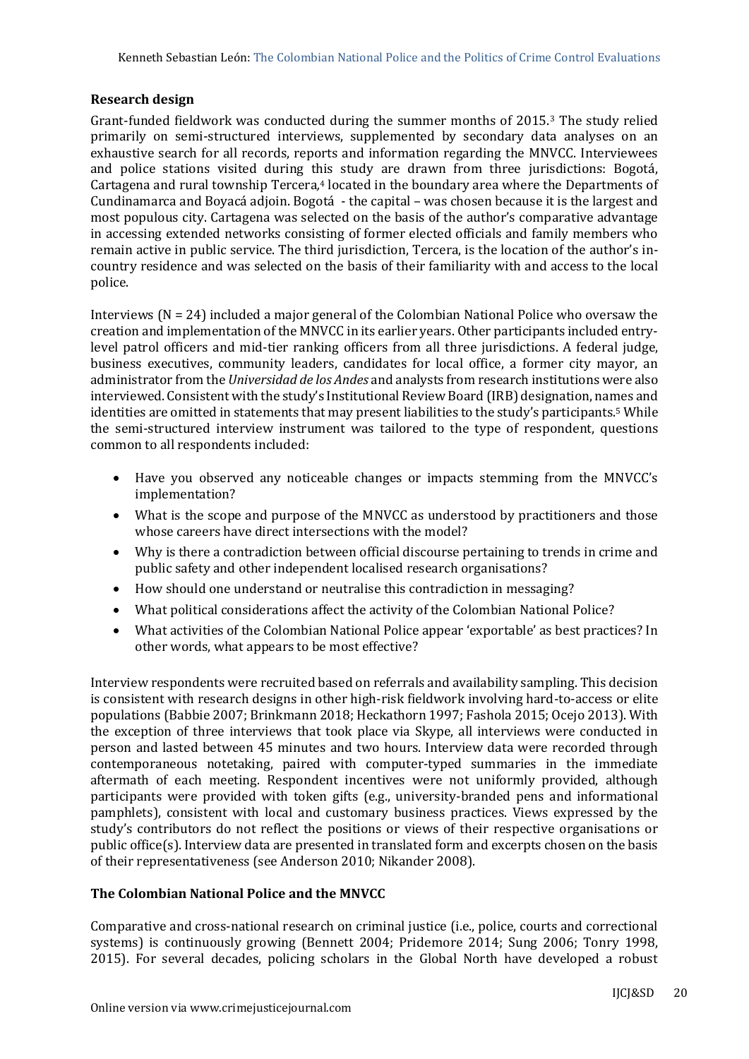## Research design

Grant-funded fieldwork was conducted during the summer months of 2015.[3] The study relied primarily on semi-structured interviews, supplemented by secondary data analyses on an exhaustive search for all records, reports and information regarding the MNVCC. Interviewees and police stations visited during this study are drawn from three jurisdictions: Bogotá, Cartagena and rural township Tercera,[4] located in the boundary area where the Departments of Cundinamarca and Boyacá adjoin. Bogotá - the capital – was chosen because it is the largest and most populous city. Cartagena was selected on the basis of the author's comparative advantage in accessing extended networks consisting of former elected officials and family members who remain active in public service. The third jurisdiction, Tercera, is the location of the author's in-country residence and was selected on the basis of their familiarity with and access to the local police.

Interviews (N = 24) included a major general of the Colombian National Police who oversaw the creation and implementation of the MNVCC in its earlier years. Other participants included entry-level patrol officers and mid-tier ranking officers from all three jurisdictions. A federal judge, business executives, community leaders, candidates for local office, a former city mayor, an administrator from the *Universidad de los Andes* and analysts from research institutions were also interviewed. Consistent with the study's Institutional Review Board (IRB) designation, names and identities are omitted in statements that may present liabilities to the study's participants.[5] While the semi-structured interview instrument was tailored to the type of respondent, questions common to all respondents included:

- Have you observed any noticeable changes or impacts stemming from the MNVCC's implementation?
- What is the scope and purpose of the MNVCC as understood by practitioners and those whose careers have direct intersections with the model?
- Why is there a contradiction between official discourse pertaining to trends in crime and public safety and other independent localised research organisations?
- How should one understand or neutralise this contradiction in messaging?
- What political considerations affect the activity of the Colombian National Police?
- What activities of the Colombian National Police appear 'exportable' as best practices? In other words, what appears to be most effective?

Interview respondents were recruited based on referrals and availability sampling. This decision is consistent with research designs in other high-risk fieldwork involving hard-to-access or elite populations (Babbie 2007; Brinkmann 2018; Heckathorn 1997; Fashola 2015; Ocejo 2013). With the exception of three interviews that took place via Skype, all interviews were conducted in person and lasted between 45 minutes and two hours. Interview data were recorded through contemporaneous notetaking, paired with computer-typed summaries in the immediate aftermath of each meeting. Respondent incentives were not uniformly provided, although participants were provided with token gifts (e.g., university-branded pens and informational pamphlets), consistent with local and customary business practices. Views expressed by the study's contributors do not reflect the positions or views of their respective organisations or public office(s). Interview data are presented in translated form and excerpts chosen on the basis of their representativeness (see Anderson 2010; Nikander 2008).

## The Colombian National Police and the MNVCC

Comparative and cross-national research on criminal justice (i.e., police, courts and correctional systems) is continuously growing (Bennett 2004; Pridemore 2014; Sung 2006; Tonry 1998, 2015). For several decades, policing scholars in the Global North have developed a robust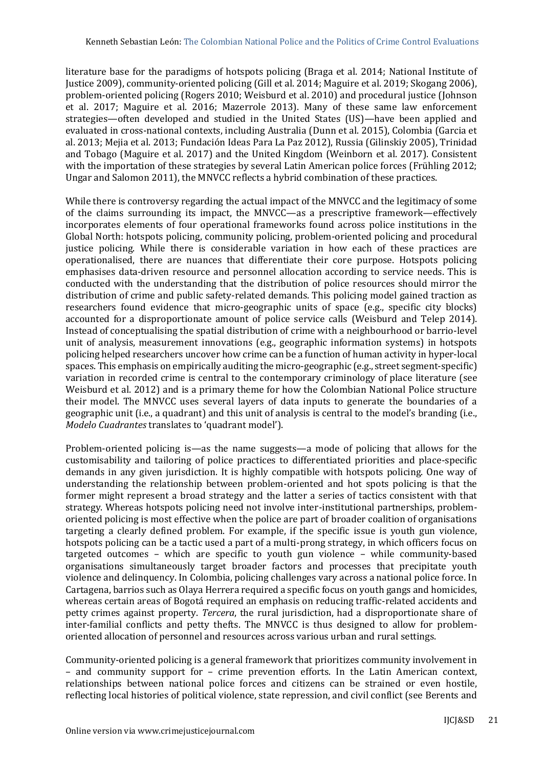literature base for the paradigms of hotspots policing (Braga et al. 2014; National Institute of Justice 2009), community-oriented policing (Gill et al. 2014; Maguire et al. 2019; Skogang 2006), problem-oriented policing (Rogers 2010; Weisburd et al. 2010) and procedural justice (Johnson et al. 2017; Maguire et al. 2016; Mazerrole 2013). Many of these same law enforcement strategies—often developed and studied in the United States (US)—have been applied and evaluated in cross-national contexts, including Australia (Dunn et al. 2015), Colombia (Garcia et al. 2013; Mejia et al. 2013; Fundación Ideas Para La Paz 2012), Russia (Gilinskiy 2005), Trinidad and Tobago (Maguire et al. 2017) and the United Kingdom (Weinborn et al. 2017). Consistent with the importation of these strategies by several Latin American police forces (Frühling 2012; Ungar and Salomon 2011), the MNVCC reflects a hybrid combination of these practices.

While there is controversy regarding the actual impact of the MNVCC and the legitimacy of some of the claims surrounding its impact, the MNVCC—as a prescriptive framework—effectively incorporates elements of four operational frameworks found across police institutions in the Global North: hotspots policing, community policing, problem-oriented policing and procedural justice policing. While there is considerable variation in how each of these practices are operationalised, there are nuances that differentiate their core purpose. Hotspots policing emphasises data-driven resource and personnel allocation according to service needs. This is conducted with the understanding that the distribution of police resources should mirror the distribution of crime and public safety-related demands. This policing model gained traction as researchers found evidence that micro-geographic units of space (e.g., specific city blocks) accounted for a disproportionate amount of police service calls (Weisburd and Telep 2014). Instead of conceptualising the spatial distribution of crime with a neighbourhood or barrio-level unit of analysis, measurement innovations (e.g., geographic information systems) in hotspots policing helped researchers uncover how crime can be a function of human activity in hyper-local spaces. This emphasis on empirically auditing the micro-geographic (e.g., street segment-specific) variation in recorded crime is central to the contemporary criminology of place literature (see Weisburd et al. 2012) and is a primary theme for how the Colombian National Police structure their model. The MNVCC uses several layers of data inputs to generate the boundaries of a geographic unit (i.e., a quadrant) and this unit of analysis is central to the model's branding (i.e., *Modelo Cuadrantes* translates to 'quadrant model').

Problem-oriented policing is—as the name suggests—a mode of policing that allows for the customisability and tailoring of police practices to differentiated priorities and place-specific demands in any given jurisdiction. It is highly compatible with hotspots policing. One way of understanding the relationship between problem-oriented and hot spots policing is that the former might represent a broad strategy and the latter a series of tactics consistent with that strategy. Whereas hotspots policing need not involve inter-institutional partnerships, problem-oriented policing is most effective when the police are part of broader coalition of organisations targeting a clearly defined problem. For example, if the specific issue is youth gun violence, hotspots policing can be a tactic used a part of a multi-prong strategy, in which officers focus on targeted outcomes – which are specific to youth gun violence – while community-based organisations simultaneously target broader factors and processes that precipitate youth violence and delinquency. In Colombia, policing challenges vary across a national police force. In Cartagena, barrios such as Olaya Herrera required a specific focus on youth gangs and homicides, whereas certain areas of Bogotá required an emphasis on reducing traffic-related accidents and petty crimes against property. *Tercera*, the rural jurisdiction, had a disproportionate share of inter-familial conflicts and petty thefts. The MNVCC is thus designed to allow for problem-oriented allocation of personnel and resources across various urban and rural settings.

Community-oriented policing is a general framework that prioritizes community involvement in – and community support for – crime prevention efforts. In the Latin American context, relationships between national police forces and citizens can be strained or even hostile, reflecting local histories of political violence, state repression, and civil conflict (see Berents and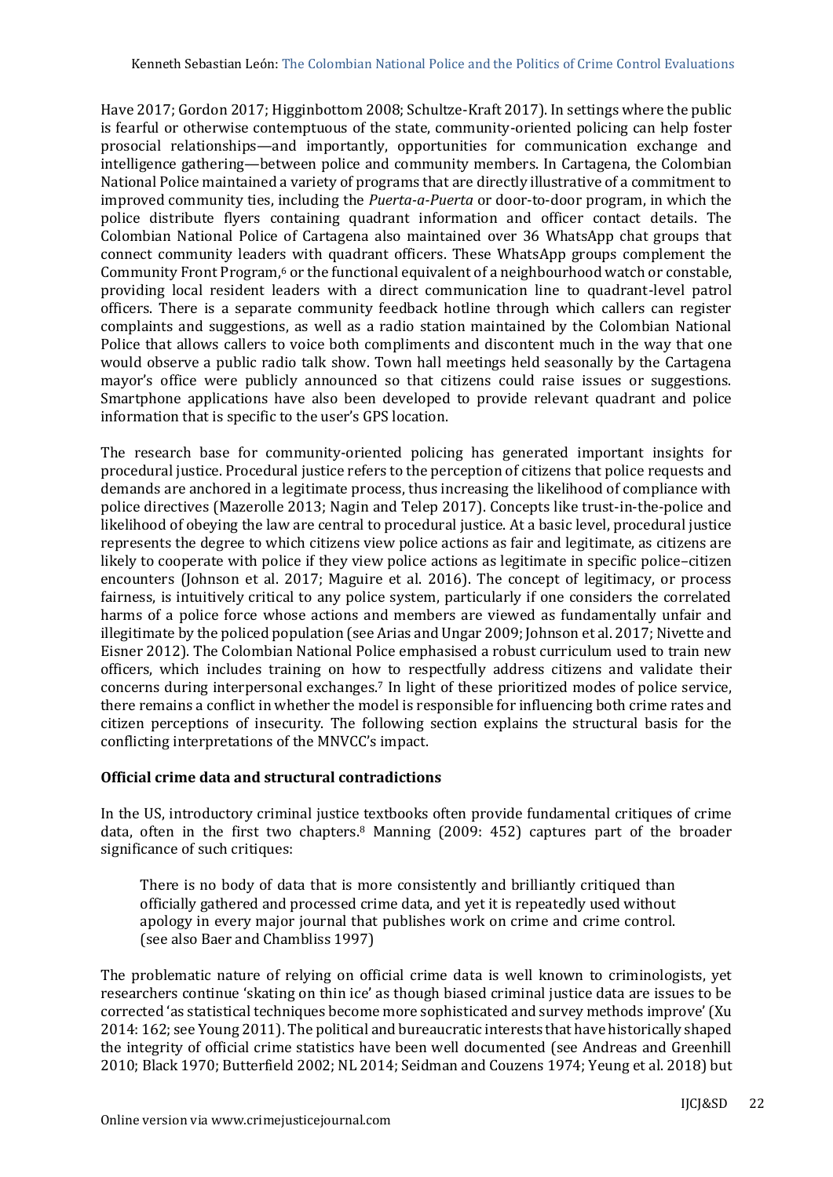Have 2017; Gordon 2017; Higginbottom 2008; Schultze-Kraft 2017). In settings where the public is fearful or otherwise contemptuous of the state, community-oriented policing can help foster prosocial relationships—and importantly, opportunities for communication exchange and intelligence gathering—between police and community members. In Cartagena, the Colombian National Police maintained a variety of programs that are directly illustrative of a commitment to improved community ties, including the *Puerta-a-Puerta* or door-to-door program, in which the police distribute flyers containing quadrant information and officer contact details. The Colombian National Police of Cartagena also maintained over 36 WhatsApp chat groups that connect community leaders with quadrant officers. These WhatsApp groups complement the Community Front Program,[6] or the functional equivalent of a neighbourhood watch or constable, providing local resident leaders with a direct communication line to quadrant-level patrol officers. There is a separate community feedback hotline through which callers can register complaints and suggestions, as well as a radio station maintained by the Colombian National Police that allows callers to voice both compliments and discontent much in the way that one would observe a public radio talk show. Town hall meetings held seasonally by the Cartagena mayor's office were publicly announced so that citizens could raise issues or suggestions. Smartphone applications have also been developed to provide relevant quadrant and police information that is specific to the user's GPS location.

The research base for community-oriented policing has generated important insights for procedural justice. Procedural justice refers to the perception of citizens that police requests and demands are anchored in a legitimate process, thus increasing the likelihood of compliance with police directives (Mazerolle 2013; Nagin and Telep 2017). Concepts like trust-in-the-police and likelihood of obeying the law are central to procedural justice. At a basic level, procedural justice represents the degree to which citizens view police actions as fair and legitimate, as citizens are likely to cooperate with police if they view police actions as legitimate in specific police–citizen encounters (Johnson et al. 2017; Maguire et al. 2016). The concept of legitimacy, or process fairness, is intuitively critical to any police system, particularly if one considers the correlated harms of a police force whose actions and members are viewed as fundamentally unfair and illegitimate by the policed population (see Arias and Ungar 2009; Johnson et al. 2017; Nivette and Eisner 2012). The Colombian National Police emphasised a robust curriculum used to train new officers, which includes training on how to respectfully address citizens and validate their concerns during interpersonal exchanges.[7] In light of these prioritized modes of police service, there remains a conflict in whether the model is responsible for influencing both crime rates and citizen perceptions of insecurity. The following section explains the structural basis for the conflicting interpretations of the MNVCC's impact.

## Official crime data and structural contradictions

In the US, introductory criminal justice textbooks often provide fundamental critiques of crime data, often in the first two chapters.[8] Manning (2009: 452) captures part of the broader significance of such critiques:

> There is no body of data that is more consistently and brilliantly critiqued than officially gathered and processed crime data, and yet it is repeatedly used without apology in every major journal that publishes work on crime and crime control. (see also Baer and Chambliss 1997)

The problematic nature of relying on official crime data is well known to criminologists, yet researchers continue 'skating on thin ice' as though biased criminal justice data are issues to be corrected 'as statistical techniques become more sophisticated and survey methods improve' (Xu 2014: 162; see Young 2011). The political and bureaucratic interests that have historically shaped the integrity of official crime statistics have been well documented (see Andreas and Greenhill 2010; Black 1970; Butterfield 2002; NL 2014; Seidman and Couzens 1974; Yeung et al. 2018) but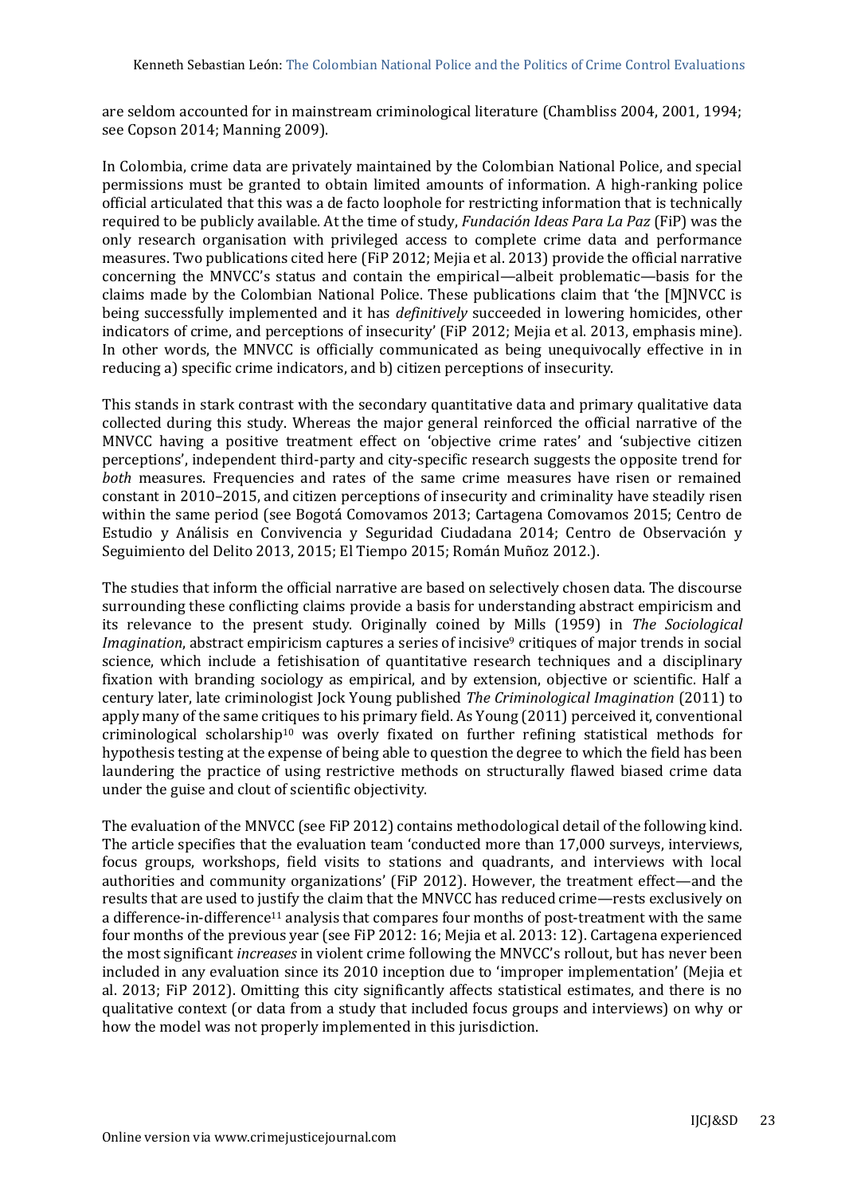are seldom accounted for in mainstream criminological literature (Chambliss 2004, 2001, 1994; see Copson 2014; Manning 2009).

In Colombia, crime data are privately maintained by the Colombian National Police, and special permissions must be granted to obtain limited amounts of information. A high-ranking police official articulated that this was a de facto loophole for restricting information that is technically required to be publicly available. At the time of study, *Fundación Ideas Para La Paz* (FiP) was the only research organisation with privileged access to complete crime data and performance measures. Two publications cited here (FiP 2012; Mejia et al. 2013) provide the official narrative concerning the MNVCC's status and contain the empirical—albeit problematic—basis for the claims made by the Colombian National Police. These publications claim that 'the [M]NVCC is being successfully implemented and it has *definitively* succeeded in lowering homicides, other indicators of crime, and perceptions of insecurity' (FiP 2012; Mejia et al. 2013, emphasis mine). In other words, the MNVCC is officially communicated as being unequivocally effective in in reducing a) specific crime indicators, and b) citizen perceptions of insecurity.

This stands in stark contrast with the secondary quantitative data and primary qualitative data collected during this study. Whereas the major general reinforced the official narrative of the MNVCC having a positive treatment effect on 'objective crime rates' and 'subjective citizen perceptions', independent third-party and city-specific research suggests the opposite trend for *both* measures. Frequencies and rates of the same crime measures have risen or remained constant in 2010–2015, and citizen perceptions of insecurity and criminality have steadily risen within the same period (see Bogotá Comovamos 2013; Cartagena Comovamos 2015; Centro de Estudio y Análisis en Convivencia y Seguridad Ciudadana 2014; Centro de Observación y Seguimiento del Delito 2013, 2015; El Tiempo 2015; Román Muñoz 2012.).

The studies that inform the official narrative are based on selectively chosen data. The discourse surrounding these conflicting claims provide a basis for understanding abstract empiricism and its relevance to the present study. Originally coined by Mills (1959) in *The Sociological Imagination*, abstract empiricism captures a series of incisive[9] critiques of major trends in social science, which include a fetishisation of quantitative research techniques and a disciplinary fixation with branding sociology as empirical, and by extension, objective or scientific. Half a century later, late criminologist Jock Young published *The Criminological Imagination* (2011) to apply many of the same critiques to his primary field. As Young (2011) perceived it, conventional criminological scholarship[10] was overly fixated on further refining statistical methods for hypothesis testing at the expense of being able to question the degree to which the field has been laundering the practice of using restrictive methods on structurally flawed biased crime data under the guise and clout of scientific objectivity.

The evaluation of the MNVCC (see FiP 2012) contains methodological detail of the following kind. The article specifies that the evaluation team 'conducted more than 17,000 surveys, interviews, focus groups, workshops, field visits to stations and quadrants, and interviews with local authorities and community organizations' (FiP 2012). However, the treatment effect—and the results that are used to justify the claim that the MNVCC has reduced crime—rests exclusively on a difference-in-difference[11] analysis that compares four months of post-treatment with the same four months of the previous year (see FiP 2012: 16; Mejia et al. 2013: 12). Cartagena experienced the most significant *increases* in violent crime following the MNVCC's rollout, but has never been included in any evaluation since its 2010 inception due to 'improper implementation' (Mejia et al. 2013; FiP 2012). Omitting this city significantly affects statistical estimates, and there is no qualitative context (or data from a study that included focus groups and interviews) on why or how the model was not properly implemented in this jurisdiction.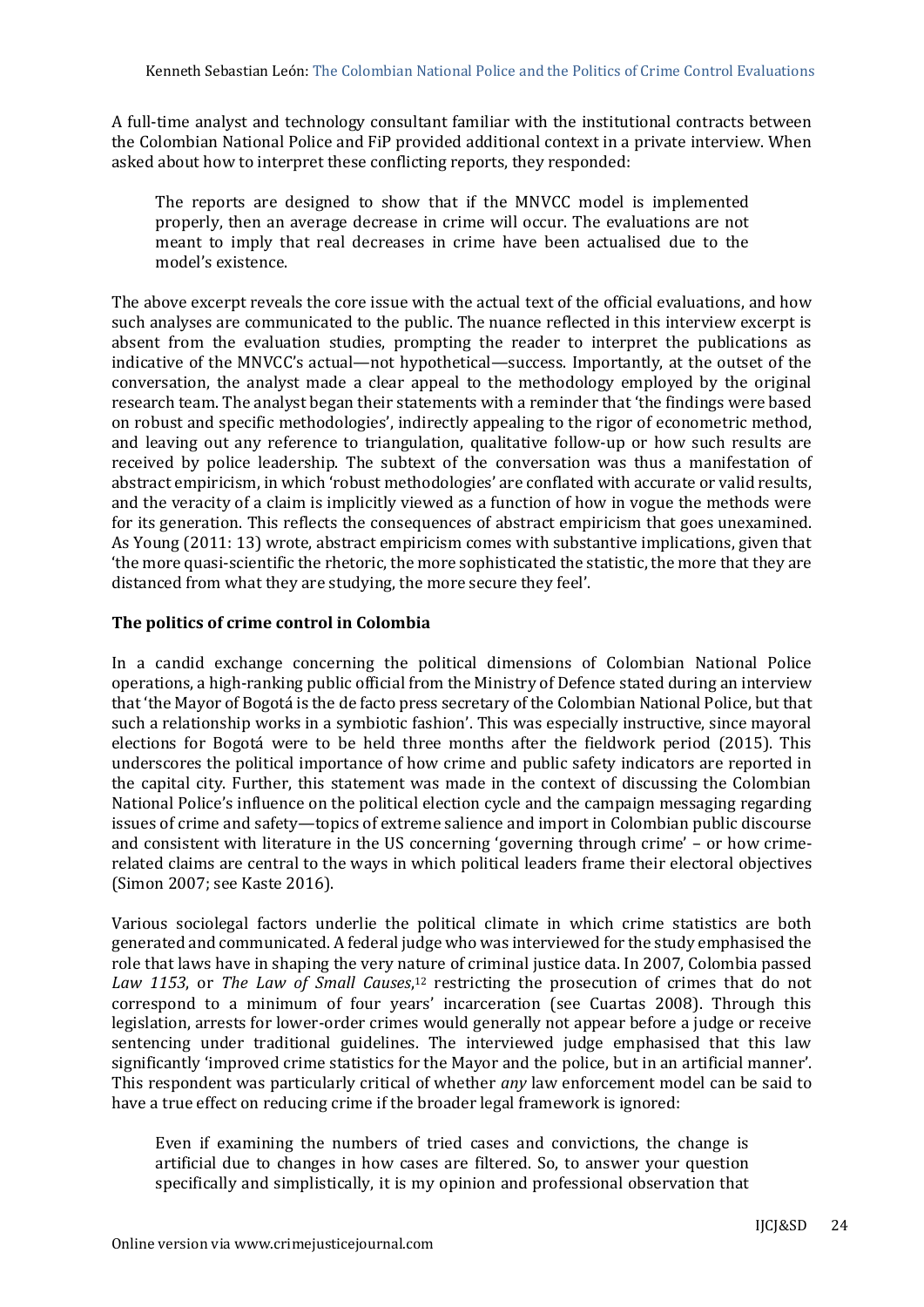A full-time analyst and technology consultant familiar with the institutional contracts between the Colombian National Police and FiP provided additional context in a private interview. When asked about how to interpret these conflicting reports, they responded:

> The reports are designed to show that if the MNVCC model is implemented properly, then an average decrease in crime will occur. The evaluations are not meant to imply that real decreases in crime have been actualised due to the model's existence.

The above excerpt reveals the core issue with the actual text of the official evaluations, and how such analyses are communicated to the public. The nuance reflected in this interview excerpt is absent from the evaluation studies, prompting the reader to interpret the publications as indicative of the MNVCC's actual—not hypothetical—success. Importantly, at the outset of the conversation, the analyst made a clear appeal to the methodology employed by the original research team. The analyst began their statements with a reminder that 'the findings were based on robust and specific methodologies', indirectly appealing to the rigor of econometric method, and leaving out any reference to triangulation, qualitative follow-up or how such results are received by police leadership. The subtext of the conversation was thus a manifestation of abstract empiricism, in which 'robust methodologies' are conflated with accurate or valid results, and the veracity of a claim is implicitly viewed as a function of how in vogue the methods were for its generation. This reflects the consequences of abstract empiricism that goes unexamined. As Young (2011: 13) wrote, abstract empiricism comes with substantive implications, given that 'the more quasi-scientific the rhetoric, the more sophisticated the statistic, the more that they are distanced from what they are studying, the more secure they feel'.

### The politics of crime control in Colombia

In a candid exchange concerning the political dimensions of Colombian National Police operations, a high-ranking public official from the Ministry of Defence stated during an interview that 'the Mayor of Bogotá is the de facto press secretary of the Colombian National Police, but that such a relationship works in a symbiotic fashion'. This was especially instructive, since mayoral elections for Bogotá were to be held three months after the fieldwork period (2015). This underscores the political importance of how crime and public safety indicators are reported in the capital city. Further, this statement was made in the context of discussing the Colombian National Police's influence on the political election cycle and the campaign messaging regarding issues of crime and safety—topics of extreme salience and import in Colombian public discourse and consistent with literature in the US concerning 'governing through crime' – or how crime-related claims are central to the ways in which political leaders frame their electoral objectives (Simon 2007; see Kaste 2016).

Various sociolegal factors underlie the political climate in which crime statistics are both generated and communicated. A federal judge who was interviewed for the study emphasised the role that laws have in shaping the very nature of criminal justice data. In 2007, Colombia passed *Law 1153*, or *The Law of Small Causes*,[12] restricting the prosecution of crimes that do not correspond to a minimum of four years' incarceration (see Cuartas 2008). Through this legislation, arrests for lower-order crimes would generally not appear before a judge or receive sentencing under traditional guidelines. The interviewed judge emphasised that this law significantly 'improved crime statistics for the Mayor and the police, but in an artificial manner'. This respondent was particularly critical of whether *any* law enforcement model can be said to have a true effect on reducing crime if the broader legal framework is ignored:

> Even if examining the numbers of tried cases and convictions, the change is artificial due to changes in how cases are filtered. So, to answer your question specifically and simplistically, it is my opinion and professional observation that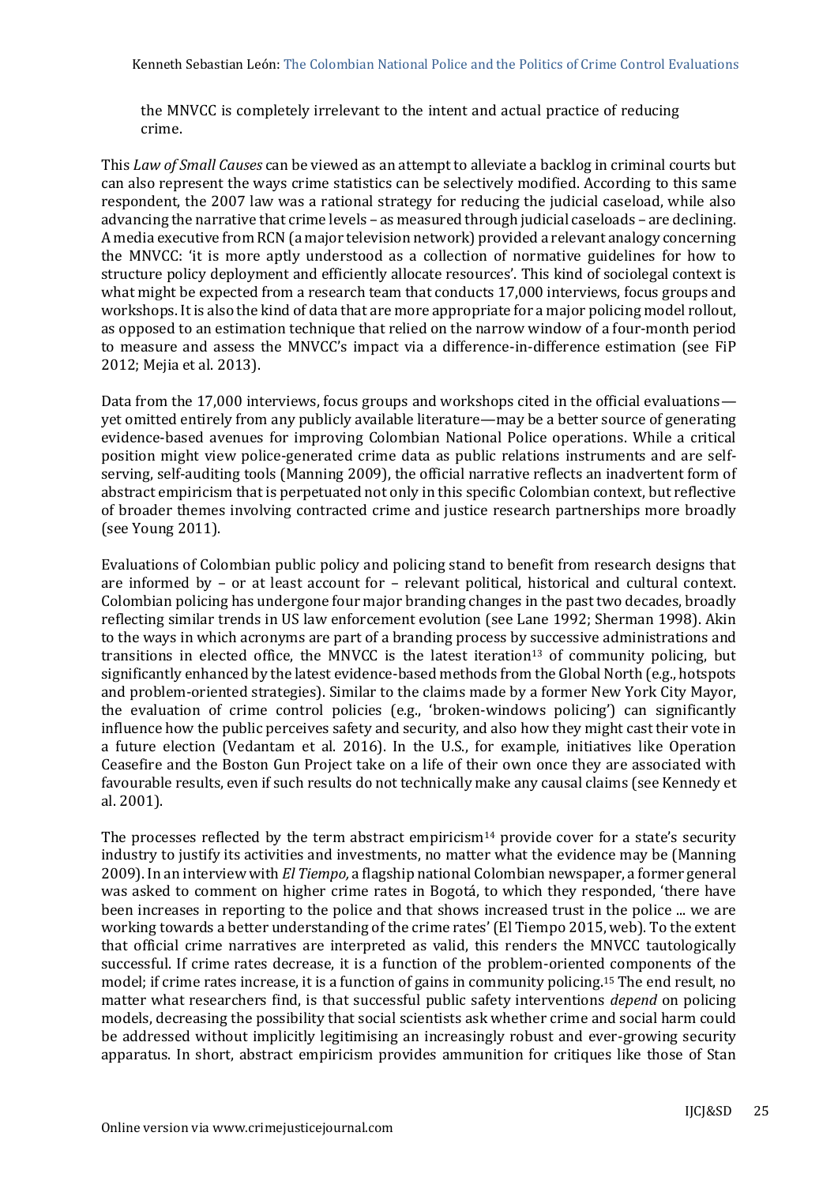the MNVCC is completely irrelevant to the intent and actual practice of reducing crime.

This *Law of Small Causes* can be viewed as an attempt to alleviate a backlog in criminal courts but can also represent the ways crime statistics can be selectively modified. According to this same respondent, the 2007 law was a rational strategy for reducing the judicial caseload, while also advancing the narrative that crime levels – as measured through judicial caseloads – are declining. A media executive from RCN (a major television network) provided a relevant analogy concerning the MNVCC: 'it is more aptly understood as a collection of normative guidelines for how to structure policy deployment and efficiently allocate resources'. This kind of sociolegal context is what might be expected from a research team that conducts 17,000 interviews, focus groups and workshops. It is also the kind of data that are more appropriate for a major policing model rollout, as opposed to an estimation technique that relied on the narrow window of a four-month period to measure and assess the MNVCC's impact via a difference-in-difference estimation (see FiP 2012; Mejia et al. 2013).

Data from the 17,000 interviews, focus groups and workshops cited in the official evaluations—yet omitted entirely from any publicly available literature—may be a better source of generating evidence-based avenues for improving Colombian National Police operations. While a critical position might view police-generated crime data as public relations instruments and are self-serving, self-auditing tools (Manning 2009), the official narrative reflects an inadvertent form of abstract empiricism that is perpetuated not only in this specific Colombian context, but reflective of broader themes involving contracted crime and justice research partnerships more broadly (see Young 2011).

Evaluations of Colombian public policy and policing stand to benefit from research designs that are informed by – or at least account for – relevant political, historical and cultural context. Colombian policing has undergone four major branding changes in the past two decades, broadly reflecting similar trends in US law enforcement evolution (see Lane 1992; Sherman 1998). Akin to the ways in which acronyms are part of a branding process by successive administrations and transitions in elected office, the MNVCC is the latest iteration[13] of community policing, but significantly enhanced by the latest evidence-based methods from the Global North (e.g., hotspots and problem-oriented strategies). Similar to the claims made by a former New York City Mayor, the evaluation of crime control policies (e.g., 'broken-windows policing') can significantly influence how the public perceives safety and security, and also how they might cast their vote in a future election (Vedantam et al. 2016). In the U.S., for example, initiatives like Operation Ceasefire and the Boston Gun Project take on a life of their own once they are associated with favourable results, even if such results do not technically make any causal claims (see Kennedy et al. 2001).

The processes reflected by the term abstract empiricism[14] provide cover for a state's security industry to justify its activities and investments, no matter what the evidence may be (Manning 2009). In an interview with *El Tiempo,* a flagship national Colombian newspaper, a former general was asked to comment on higher crime rates in Bogotá, to which they responded, 'there have been increases in reporting to the police and that shows increased trust in the police ... we are working towards a better understanding of the crime rates' (El Tiempo 2015, web). To the extent that official crime narratives are interpreted as valid, this renders the MNVCC tautologically successful. If crime rates decrease, it is a function of the problem-oriented components of the model; if crime rates increase, it is a function of gains in community policing.[15] The end result, no matter what researchers find, is that successful public safety interventions *depend* on policing models, decreasing the possibility that social scientists ask whether crime and social harm could be addressed without implicitly legitimising an increasingly robust and ever-growing security apparatus. In short, abstract empiricism provides ammunition for critiques like those of Stan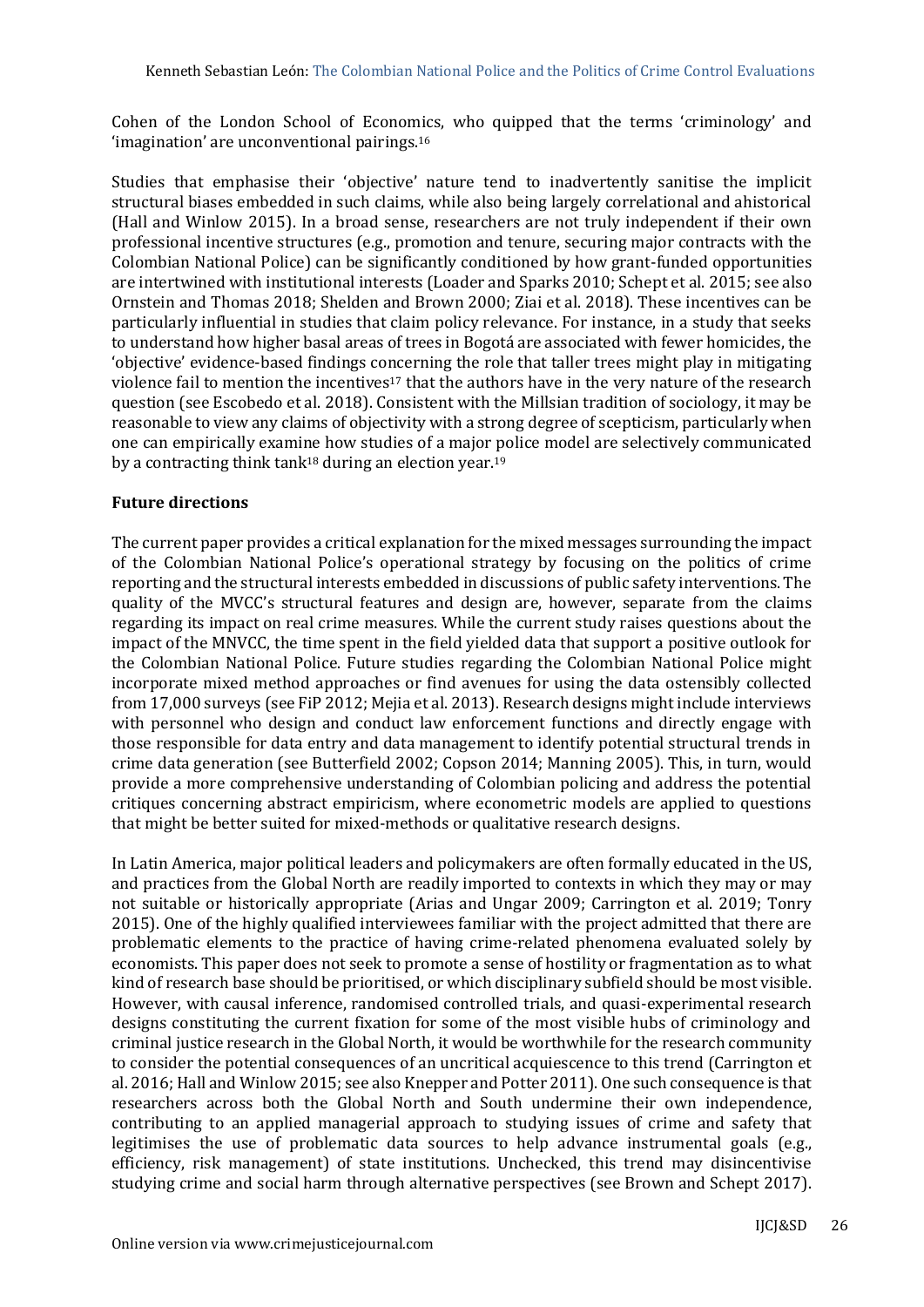Cohen of the London School of Economics, who quipped that the terms 'criminology' and 'imagination' are unconventional pairings.[16]

Studies that emphasise their 'objective' nature tend to inadvertently sanitise the implicit structural biases embedded in such claims, while also being largely correlational and ahistorical (Hall and Winlow 2015). In a broad sense, researchers are not truly independent if their own professional incentive structures (e.g., promotion and tenure, securing major contracts with the Colombian National Police) can be significantly conditioned by how grant-funded opportunities are intertwined with institutional interests (Loader and Sparks 2010; Schept et al. 2015; see also Ornstein and Thomas 2018; Shelden and Brown 2000; Ziai et al. 2018). These incentives can be particularly influential in studies that claim policy relevance. For instance, in a study that seeks to understand how higher basal areas of trees in Bogotá are associated with fewer homicides, the 'objective' evidence-based findings concerning the role that taller trees might play in mitigating violence fail to mention the incentives[17] that the authors have in the very nature of the research question (see Escobedo et al. 2018). Consistent with the Millsian tradition of sociology, it may be reasonable to view any claims of objectivity with a strong degree of scepticism, particularly when one can empirically examine how studies of a major police model are selectively communicated by a contracting think tank[18] during an election year.[19]

## Future directions

The current paper provides a critical explanation for the mixed messages surrounding the impact of the Colombian National Police's operational strategy by focusing on the politics of crime reporting and the structural interests embedded in discussions of public safety interventions. The quality of the MVCC's structural features and design are, however, separate from the claims regarding its impact on real crime measures. While the current study raises questions about the impact of the MNVCC, the time spent in the field yielded data that support a positive outlook for the Colombian National Police. Future studies regarding the Colombian National Police might incorporate mixed method approaches or find avenues for using the data ostensibly collected from 17,000 surveys (see FiP 2012; Mejia et al. 2013). Research designs might include interviews with personnel who design and conduct law enforcement functions and directly engage with those responsible for data entry and data management to identify potential structural trends in crime data generation (see Butterfield 2002; Copson 2014; Manning 2005). This, in turn, would provide a more comprehensive understanding of Colombian policing and address the potential critiques concerning abstract empiricism, where econometric models are applied to questions that might be better suited for mixed-methods or qualitative research designs.

In Latin America, major political leaders and policymakers are often formally educated in the US, and practices from the Global North are readily imported to contexts in which they may or may not suitable or historically appropriate (Arias and Ungar 2009; Carrington et al. 2019; Tonry 2015). One of the highly qualified interviewees familiar with the project admitted that there are problematic elements to the practice of having crime-related phenomena evaluated solely by economists. This paper does not seek to promote a sense of hostility or fragmentation as to what kind of research base should be prioritised, or which disciplinary subfield should be most visible. However, with causal inference, randomised controlled trials, and quasi-experimental research designs constituting the current fixation for some of the most visible hubs of criminology and criminal justice research in the Global North, it would be worthwhile for the research community to consider the potential consequences of an uncritical acquiescence to this trend (Carrington et al. 2016; Hall and Winlow 2015; see also Knepper and Potter 2011). One such consequence is that researchers across both the Global North and South undermine their own independence, contributing to an applied managerial approach to studying issues of crime and safety that legitimises the use of problematic data sources to help advance instrumental goals (e.g., efficiency, risk management) of state institutions. Unchecked, this trend may disincentivise studying crime and social harm through alternative perspectives (see Brown and Schept 2017).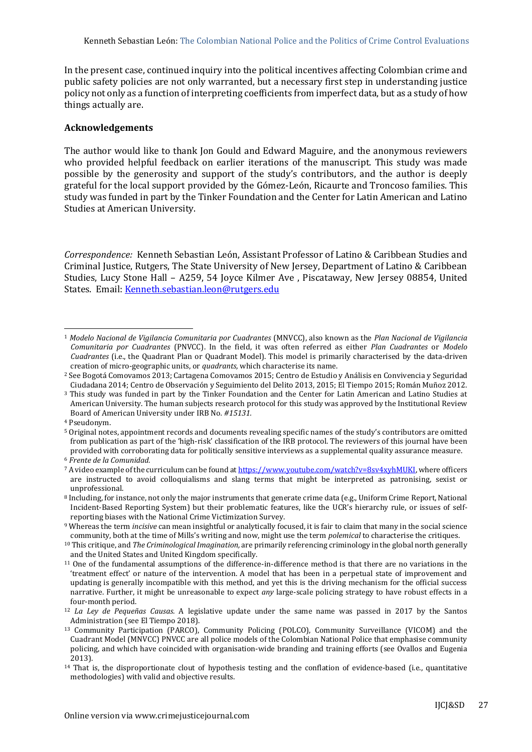In the present case, continued inquiry into the political incentives affecting Colombian crime and public safety policies are not only warranted, but a necessary first step in understanding justice policy not only as a function of interpreting coefficients from imperfect data, but as a study of how things actually are.

## Acknowledgements

The author would like to thank Jon Gould and Edward Maguire, and the anonymous reviewers who provided helpful feedback on earlier iterations of the manuscript. This study was made possible by the generosity and support of the study's contributors, and the author is deeply grateful for the local support provided by the Gómez-León, Ricaurte and Troncoso families. This study was funded in part by the Tinker Foundation and the Center for Latin American and Latino Studies at American University.

*Correspondence:* Kenneth Sebastian León, Assistant Professor of Latino & Caribbean Studies and Criminal Justice, Rutgers, The State University of New Jersey, Department of Latino & Caribbean Studies, Lucy Stone Hall – A259, 54 Joyce Kilmer Ave , Piscataway, New Jersey 08854, United States. Email: [Kenneth.sebastian.leon@rutgers.edu](mailto:Kenneth.sebastian.leon@rutgers.edu)

---

[1] *Modelo Nacional de Vigilancia Comunitaria por Cuadrantes* (MNVCC), also known as the *Plan Nacional de Vigilancia Comunitaria por Cuadrantes* (PNVCC). In the field, it was often referred as either *Plan Cuadrantes* or *Modelo Cuadrantes* (i.e., the Quadrant Plan or Quadrant Model). This model is primarily characterised by the data-driven creation of micro-geographic units, or *quadrants,* which characterise its name.

[2] See Bogotá Comovamos 2013; Cartagena Comovamos 2015; Centro de Estudio y Análisis en Convivencia y Seguridad Ciudadana 2014; Centro de Observación y Seguimiento del Delito 2013, 2015; El Tiempo 2015; Román Muñoz 2012.

[3] This study was funded in part by the Tinker Foundation and the Center for Latin American and Latino Studies at American University. The human subjects research protocol for this study was approved by the Institutional Review Board of American University under IRB No. *#15131.*

[4] Pseudonym.

[5] Original notes, appointment records and documents revealing specific names of the study's contributors are omitted from publication as part of the 'high-risk' classification of the IRB protocol. The reviewers of this journal have been provided with corroborating data for politically sensitive interviews as a supplemental quality assurance measure.

[6] *Frente de la Comunidad.*

[7] A video example of the curriculum can be found at [https://www.youtube.com/watch?v=8sv4xyhMUKI](https://www.youtube.com/watch?v=8sv4xyhMUKI), where officers are instructed to avoid colloquialisms and slang terms that might be interpreted as patronising, sexist or unprofessional.

[8] Including, for instance, not only the major instruments that generate crime data (e.g., Uniform Crime Report, National Incident-Based Reporting System) but their problematic features, like the UCR's hierarchy rule, or issues of self-reporting biases with the National Crime Victimization Survey.

[9] Whereas the term *incisive* can mean insightful or analytically focused, it is fair to claim that many in the social science community, both at the time of Mills's writing and now, might use the term *polemical* to characterise the critiques.

[10] This critique, and *The Criminological Imagination,* are primarily referencing criminology in the global north generally and the United States and United Kingdom specifically.

[11] One of the fundamental assumptions of the difference-in-difference method is that there are no variations in the 'treatment effect' or nature of the intervention. A model that has been in a perpetual state of improvement and updating is generally incompatible with this method, and yet this is the driving mechanism for the official success narrative. Further, it might be unreasonable to expect *any* large-scale policing strategy to have robust effects in a four-month period.

[12] *La Ley de Pequeñas Causas.* A legislative update under the same name was passed in 2017 by the Santos Administration (see El Tiempo 2018).

[13] Community Participation (PARCO), Community Policing (POLCO), Community Surveillance (VICOM) and the Cuadrant Model (MNVCC) PNVCC are all police models of the Colombian National Police that emphasise community policing, and which have coincided with organisation-wide branding and training efforts (see Ovallos and Eugenia 2013).

[14] That is, the disproportionate clout of hypothesis testing and the conflation of evidence-based (i.e., quantitative methodologies) with valid and objective results.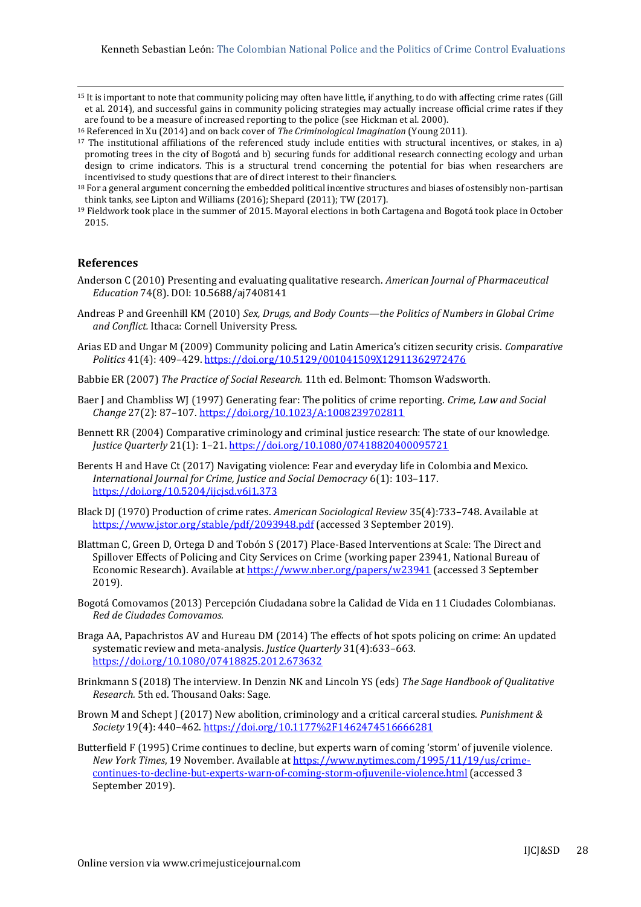[15] It is important to note that community policing may often have little, if anything, to do with affecting crime rates (Gill et al. 2014), and successful gains in community policing strategies may actually increase official crime rates if they are found to be a measure of increased reporting to the police (see Hickman et al. 2000).

[16] Referenced in Xu (2014) and on back cover of *The Criminological Imagination* (Young 2011).

[17] The institutional affiliations of the referenced study include entities with structural incentives, or stakes, in a) promoting trees in the city of Bogotá and b) securing funds for additional research connecting ecology and urban design to crime indicators. This is a structural trend concerning the potential for bias when researchers are incentivised to study questions that are of direct interest to their financiers.

[18] For a general argument concerning the embedded political incentive structures and biases of ostensibly non-partisan think tanks, see Lipton and Williams (2016); Shepard (2011); TW (2017).

[19] Fieldwork took place in the summer of 2015. Mayoral elections in both Cartagena and Bogotá took place in October 2015.

## References

Anderson C (2010) Presenting and evaluating qualitative research. *American Journal of Pharmaceutical Education* 74(8). DOI: 10.5688/aj7408141

Andreas P and Greenhill KM (2010) *Sex, Drugs, and Body Counts—the Politics of Numbers in Global Crime and Conflict.* Ithaca: Cornell University Press.

Arias ED and Ungar M (2009) Community policing and Latin America's citizen security crisis. *Comparative Politics* 41(4): 409–429. https://doi.org/10.5129/001041509X12911362972476

Babbie ER (2007) *The Practice of Social Research.* 11th ed. Belmont: Thomson Wadsworth.

Baer J and Chambliss WJ (1997) Generating fear: The politics of crime reporting. *Crime, Law and Social Change* 27(2): 87–107. https://doi.org/10.1023/A:1008239702811

Bennett RR (2004) Comparative criminology and criminal justice research: The state of our knowledge. *Justice Quarterly* 21(1): 1–21. https://doi.org/10.1080/07418820400095721

Berents H and Have Ct (2017) Navigating violence: Fear and everyday life in Colombia and Mexico. *International Journal for Crime, Justice and Social Democracy* 6(1): 103–117. https://doi.org/10.5204/ijcjsd.v6i1.373

Black DJ (1970) Production of crime rates. *American Sociological Review* 35(4):733–748. Available at https://www.jstor.org/stable/pdf/2093948.pdf (accessed 3 September 2019).

Blattman C, Green D, Ortega D and Tobón S (2017) Place-Based Interventions at Scale: The Direct and Spillover Effects of Policing and City Services on Crime (working paper 23941, National Bureau of Economic Research). Available at https://www.nber.org/papers/w23941 (accessed 3 September 2019).

Bogotá Comovamos (2013) Percepción Ciudadana sobre la Calidad de Vida en 11 Ciudades Colombianas. *Red de Ciudades Comovamos.*

Braga AA, Papachristos AV and Hureau DM (2014) The effects of hot spots policing on crime: An updated systematic review and meta-analysis. *Justice Quarterly* 31(4):633–663. https://doi.org/10.1080/07418825.2012.673632

Brinkmann S (2018) The interview. In Denzin NK and Lincoln YS (eds) *The Sage Handbook of Qualitative Research.* 5th ed. Thousand Oaks: Sage.

Brown M and Schept J (2017) New abolition, criminology and a critical carceral studies. *Punishment & Society* 19(4): 440–462. https://doi.org/10.1177%2F1462474516666281

Butterfield F (1995) Crime continues to decline, but experts warn of coming 'storm' of juvenile violence. *New York Times*, 19 November. Available at https://www.nytimes.com/1995/11/19/us/crime-continues-to-decline-but-experts-warn-of-coming-storm-ofjuvenile-violence.html (accessed 3 September 2019).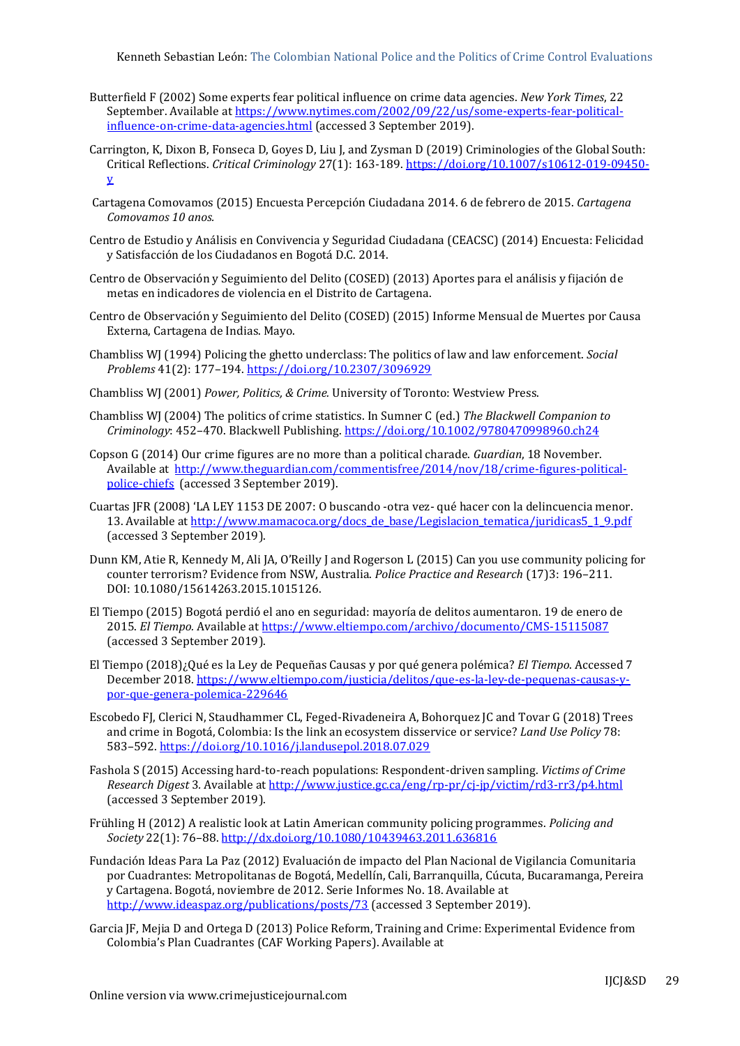Butterfield F (2002) Some experts fear political influence on crime data agencies. *New York Times*, 22 September. Available at https://www.nytimes.com/2002/09/22/us/some-experts-fear-political-influence-on-crime-data-agencies.html (accessed 3 September 2019).

Carrington, K, Dixon B, Fonseca D, Goyes D, Liu J, and Zysman D (2019) Criminologies of the Global South: Critical Reflections. *Critical Criminology* 27(1): 163-189. https://doi.org/10.1007/s10612-019-09450-y

Cartagena Comovamos (2015) Encuesta Percepción Ciudadana 2014. 6 de febrero de 2015. *Cartagena Comovamos 10 anos*.

Centro de Estudio y Análisis en Convivencia y Seguridad Ciudadana (CEACSC) (2014) Encuesta: Felicidad y Satisfacción de los Ciudadanos en Bogotá D.C. 2014.

Centro de Observación y Seguimiento del Delito (COSED) (2013) Aportes para el análisis y fijación de metas en indicadores de violencia en el Distrito de Cartagena.

Centro de Observación y Seguimiento del Delito (COSED) (2015) Informe Mensual de Muertes por Causa Externa, Cartagena de Indias. Mayo.

Chambliss WJ (1994) Policing the ghetto underclass: The politics of law and law enforcement. *Social Problems* 41(2): 177–194. https://doi.org/10.2307/3096929

Chambliss WJ (2001) *Power, Politics, & Crime.* University of Toronto: Westview Press.

Chambliss WJ (2004) The politics of crime statistics. In Sumner C (ed.) *The Blackwell Companion to Criminology*: 452–470. Blackwell Publishing. https://doi.org/10.1002/9780470998960.ch24

Copson G (2014) Our crime figures are no more than a political charade. *Guardian*, 18 November. Available at http://www.theguardian.com/commentisfree/2014/nov/18/crime-figures-political-police-chiefs (accessed 3 September 2019).

Cuartas JFR (2008) 'LA LEY 1153 DE 2007: O buscando -otra vez- qué hacer con la delincuencia menor. 13. Available at http://www.mamacoca.org/docs_de_base/Legislacion_tematica/juridicas5_1_9.pdf (accessed 3 September 2019).

Dunn KM, Atie R, Kennedy M, Ali JA, O'Reilly J and Rogerson L (2015) Can you use community policing for counter terrorism? Evidence from NSW, Australia. *Police Practice and Research* (17)3: 196–211. DOI: 10.1080/15614263.2015.1015126.

El Tiempo (2015) Bogotá perdió el ano en seguridad: mayoría de delitos aumentaron. 19 de enero de 2015. *El Tiempo*. Available at https://www.eltiempo.com/archivo/documento/CMS-15115087 (accessed 3 September 2019).

El Tiempo (2018)¿Qué es la Ley de Pequeñas Causas y por qué genera polémica? *El Tiempo*. Accessed 7 December 2018. https://www.eltiempo.com/justicia/delitos/que-es-la-ley-de-pequenas-causas-y-por-que-genera-polemica-229646

Escobedo FJ, Clerici N, Staudhammer CL, Feged-Rivadeneira A, Bohorquez JC and Tovar G (2018) Trees and crime in Bogotá, Colombia: Is the link an ecosystem disservice or service? *Land Use Policy* 78: 583–592. https://doi.org/10.1016/j.landusepol.2018.07.029

Fashola S (2015) Accessing hard-to-reach populations: Respondent-driven sampling. *Victims of Crime Research Digest* 3. Available at http://www.justice.gc.ca/eng/rp-pr/cj-jp/victim/rd3-rr3/p4.html (accessed 3 September 2019).

Frühling H (2012) A realistic look at Latin American community policing programmes. *Policing and Society* 22(1): 76–88. http://dx.doi.org/10.1080/10439463.2011.636816

Fundación Ideas Para La Paz (2012) Evaluación de impacto del Plan Nacional de Vigilancia Comunitaria por Cuadrantes: Metropolitanas de Bogotá, Medellín, Cali, Barranquilla, Cúcuta, Bucaramanga, Pereira y Cartagena. Bogotá, noviembre de 2012. Serie Informes No. 18. Available at http://www.ideaspaz.org/publications/posts/73 (accessed 3 September 2019).

Garcia JF, Mejia D and Ortega D (2013) Police Reform, Training and Crime: Experimental Evidence from Colombia's Plan Cuadrantes (CAF Working Papers). Available at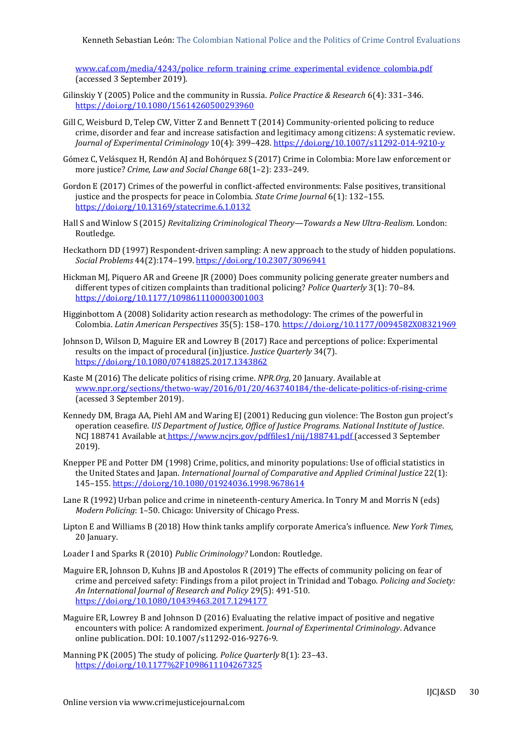www.caf.com/media/4243/police_reform_training_crime_experimental_evidence_colombia.pdf (accessed 3 September 2019).

Gilinskiy Y (2005) Police and the community in Russia. *Police Practice & Research* 6(4): 331–346. https://doi.org/10.1080/15614260500293960

Gill C, Weisburd D, Telep CW, Vitter Z and Bennett T (2014) Community-oriented policing to reduce crime, disorder and fear and increase satisfaction and legitimacy among citizens: A systematic review. *Journal of Experimental Criminology* 10(4): 399–428. https://doi.org/10.1007/s11292-014-9210-y

Gómez C, Velásquez H, Rendón AJ and Bohórquez S (2017) Crime in Colombia: More law enforcement or more justice? *Crime, Law and Social Change* 68(1–2): 233–249.

Gordon E (2017) Crimes of the powerful in conflict-affected environments: False positives, transitional justice and the prospects for peace in Colombia. *State Crime Journal* 6(1): 132–155. https://doi.org/10.13169/statecrime.6.1.0132

Hall S and Winlow S (2015*) Revitalizing Criminological Theory—Towards a New Ultra-Realism.* London: Routledge.

Heckathorn DD (1997) Respondent-driven sampling: A new approach to the study of hidden populations. *Social Problems* 44(2):174–199. https://doi.org/10.2307/3096941

Hickman MJ, Piquero AR and Greene JR (2000) Does community policing generate greater numbers and different types of citizen complaints than traditional policing? *Police Quarterly* 3(1): 70–84. https://doi.org/10.1177/1098611100003001003

Higginbottom A (2008) Solidarity action research as methodology: The crimes of the powerful in Colombia. *Latin American Perspectives* 35(5): 158–170. https://doi.org/10.1177/0094582X08321969

Johnson D, Wilson D, Maguire ER and Lowrey B (2017) Race and perceptions of police: Experimental results on the impact of procedural (in)justice. *Justice Quarterly* 34(7). https://doi.org/10.1080/07418825.2017.1343862

Kaste M (2016) The delicate politics of rising crime. *NPR.Org*, 20 January. Available at www.npr.org/sections/thetwo-way/2016/01/20/463740184/the-delicate-politics-of-rising-crime (acessed 3 September 2019).

Kennedy DM, Braga AA, Piehl AM and Waring EJ (2001) Reducing gun violence: The Boston gun project's operation ceasefire. *US Department of Justice, Office of Justice Programs. National Institute of Justice*. NCJ 188741 Available at https://www.ncjrs.gov/pdffiles1/nij/188741.pdf (accessed 3 September 2019).

Knepper PE and Potter DM (1998) Crime, politics, and minority populations: Use of official statistics in the United States and Japan. *International Journal of Comparative and Applied Criminal Justice* 22(1): 145–155. https://doi.org/10.1080/01924036.1998.9678614

Lane R (1992) Urban police and crime in nineteenth-century America. In Tonry M and Morris N (eds) *Modern Policing*: 1–50. Chicago: University of Chicago Press.

Lipton E and Williams B (2018) How think tanks amplify corporate America's influence. *New York Times*, 20 January.

Loader I and Sparks R (2010) *Public Criminology?* London: Routledge.

Maguire ER, Johnson D, Kuhns JB and Apostolos R (2019) The effects of community policing on fear of crime and perceived safety: Findings from a pilot project in Trinidad and Tobago. *Policing and Society: An International Journal of Research and Policy* 29(5): 491-510. https://doi.org/10.1080/10439463.2017.1294177

Maguire ER, Lowrey B and Johnson D (2016) Evaluating the relative impact of positive and negative encounters with police: A randomized experiment. *Journal of Experimental Criminology*. Advance online publication. DOI: 10.1007/s11292-016-9276-9.

Manning PK (2005) The study of policing. *Police Quarterly* 8(1): 23–43. https://doi.org/10.1177%2F1098611104267325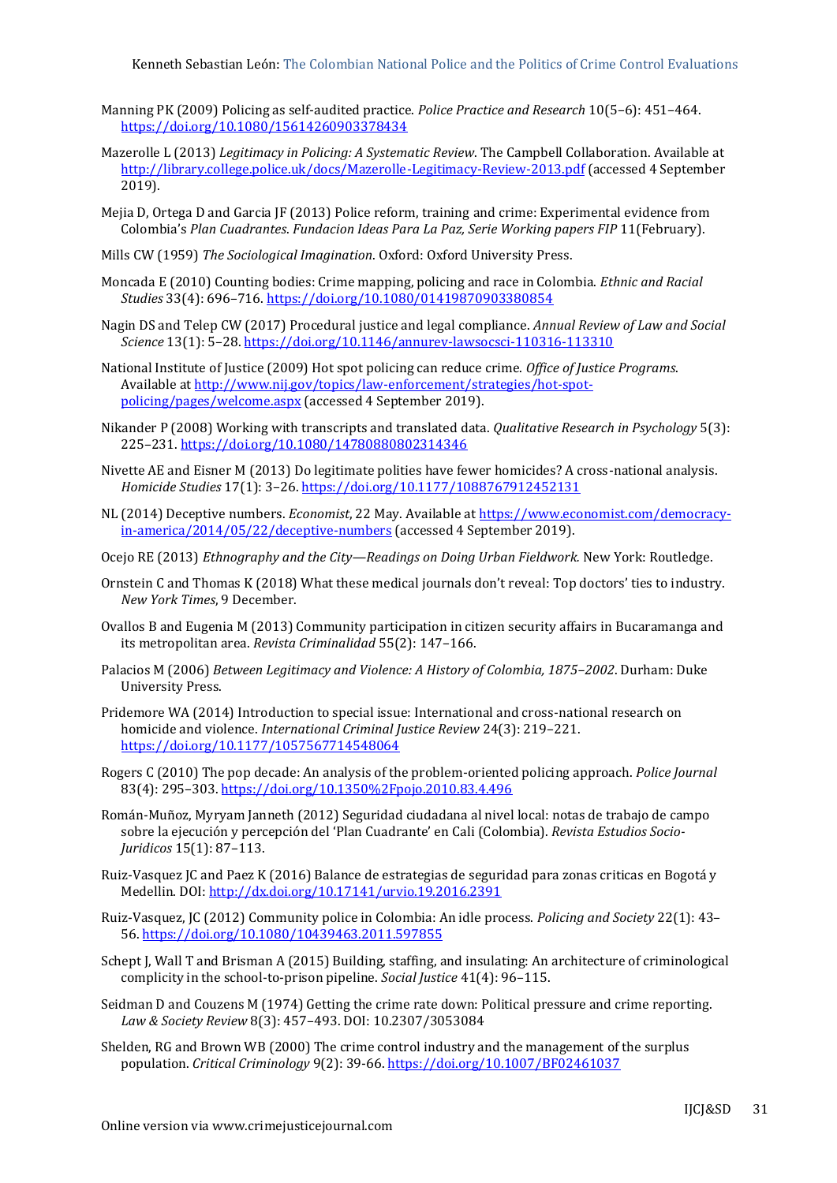Manning PK (2009) Policing as self-audited practice. *Police Practice and Research* 10(5–6): 451–464. https://doi.org/10.1080/15614260903378434

Mazerolle L (2013) *Legitimacy in Policing: A Systematic Review*. The Campbell Collaboration. Available at http://library.college.police.uk/docs/Mazerolle-Legitimacy-Review-2013.pdf (accessed 4 September 2019).

Mejia D, Ortega D and Garcia JF (2013) Police reform, training and crime: Experimental evidence from Colombia's *Plan Cuadrantes*. *Fundacion Ideas Para La Paz, Serie Working papers FIP* 11(February).

Mills CW (1959) *The Sociological Imagination*. Oxford: Oxford University Press.

Moncada E (2010) Counting bodies: Crime mapping, policing and race in Colombia. *Ethnic and Racial Studies* 33(4): 696–716. https://doi.org/10.1080/01419870903380854

Nagin DS and Telep CW (2017) Procedural justice and legal compliance. *Annual Review of Law and Social Science* 13(1): 5–28. https://doi.org/10.1146/annurev-lawsocsci-110316-113310

National Institute of Justice (2009) Hot spot policing can reduce crime. *Office of Justice Programs*. Available at http://www.nij.gov/topics/law-enforcement/strategies/hot-spot-policing/pages/welcome.aspx (accessed 4 September 2019).

Nikander P (2008) Working with transcripts and translated data. *Qualitative Research in Psychology* 5(3): 225–231. https://doi.org/10.1080/14780880802314346

Nivette AE and Eisner M (2013) Do legitimate polities have fewer homicides? A cross-national analysis. *Homicide Studies* 17(1): 3–26. https://doi.org/10.1177/1088767912452131

NL (2014) Deceptive numbers. *Economist*, 22 May. Available at https://www.economist.com/democracy-in-america/2014/05/22/deceptive-numbers (accessed 4 September 2019).

Ocejo RE (2013) *Ethnography and the City—Readings on Doing Urban Fieldwork.* New York: Routledge.

Ornstein C and Thomas K (2018) What these medical journals don't reveal: Top doctors' ties to industry. *New York Times*, 9 December.

Ovallos B and Eugenia M (2013) Community participation in citizen security affairs in Bucaramanga and its metropolitan area. *Revista Criminalidad* 55(2): 147–166.

Palacios M (2006) *Between Legitimacy and Violence: A History of Colombia, 1875–2002*. Durham: Duke University Press.

Pridemore WA (2014) Introduction to special issue: International and cross-national research on homicide and violence. *International Criminal Justice Review* 24(3): 219–221. https://doi.org/10.1177/1057567714548064

Rogers C (2010) The pop decade: An analysis of the problem-oriented policing approach. *Police Journal* 83(4): 295–303. https://doi.org/10.1350%2Fpojo.2010.83.4.496

Román-Muñoz, Myryam Janneth (2012) Seguridad ciudadana al nivel local: notas de trabajo de campo sobre la ejecución y percepción del 'Plan Cuadrante' en Cali (Colombia). *Revista Estudios Socio-Juridicos* 15(1): 87–113.

Ruiz-Vasquez JC and Paez K (2016) Balance de estrategias de seguridad para zonas criticas en Bogotá y Medellin. DOI: http://dx.doi.org/10.17141/urvio.19.2016.2391

Ruiz-Vasquez, JC (2012) Community police in Colombia: An idle process. *Policing and Society* 22(1): 43–56. https://doi.org/10.1080/10439463.2011.597855

Schept J, Wall T and Brisman A (2015) Building, staffing, and insulating: An architecture of criminological complicity in the school-to-prison pipeline. *Social Justice* 41(4): 96–115.

Seidman D and Couzens M (1974) Getting the crime rate down: Political pressure and crime reporting. *Law & Society Review* 8(3): 457–493. DOI: 10.2307/3053084

Shelden, RG and Brown WB (2000) The crime control industry and the management of the surplus population. *Critical Criminology* 9(2): 39-66. https://doi.org/10.1007/BF02461037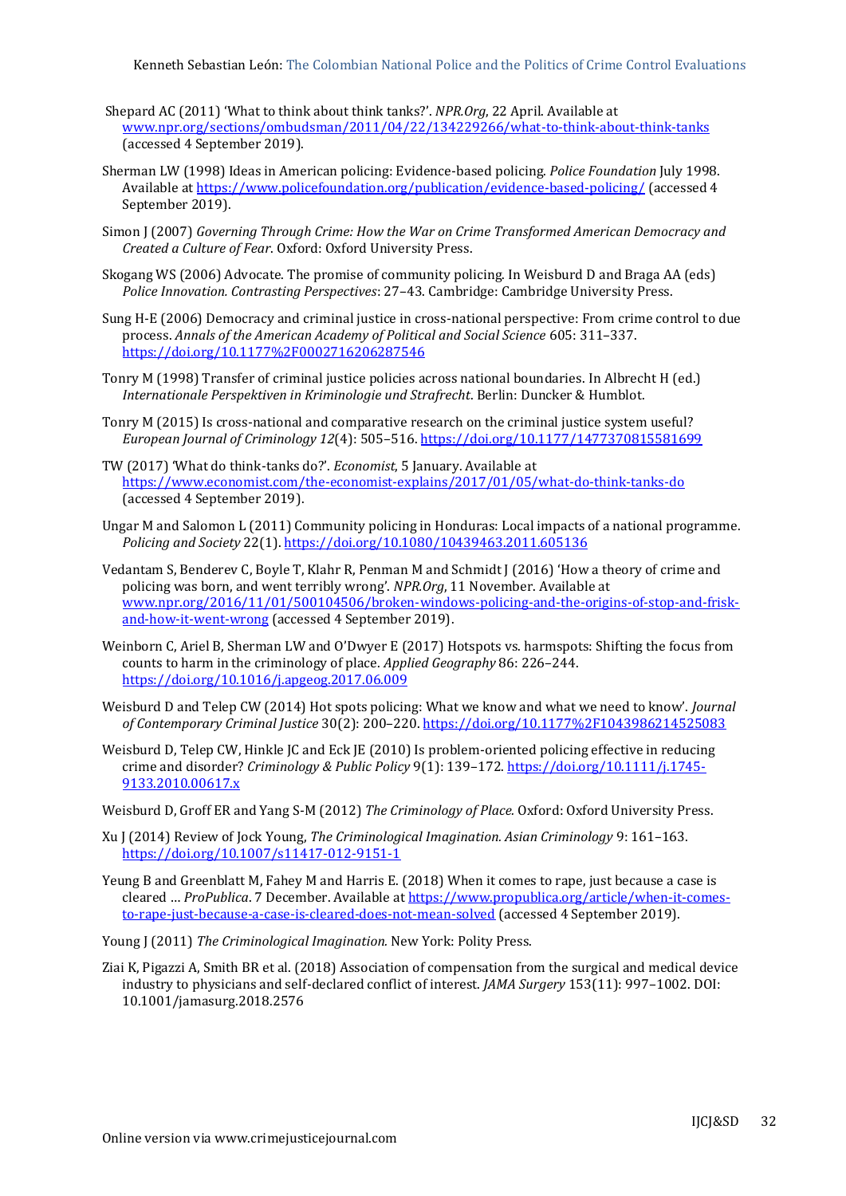Shepard AC (2011) 'What to think about think tanks?'. *NPR.Org*, 22 April. Available at www.npr.org/sections/ombudsman/2011/04/22/134229266/what-to-think-about-think-tanks (accessed 4 September 2019).

Sherman LW (1998) Ideas in American policing: Evidence-based policing. *Police Foundation* July 1998. Available at https://www.policefoundation.org/publication/evidence-based-policing/ (accessed 4 September 2019).

Simon J (2007) *Governing Through Crime: How the War on Crime Transformed American Democracy and Created a Culture of Fear*. Oxford: Oxford University Press.

Skogang WS (2006) Advocate. The promise of community policing. In Weisburd D and Braga AA (eds) *Police Innovation. Contrasting Perspectives*: 27–43. Cambridge: Cambridge University Press.

Sung H-E (2006) Democracy and criminal justice in cross-national perspective: From crime control to due process. *Annals of the American Academy of Political and Social Science* 605: 311–337. https://doi.org/10.1177%2F0002716206287546

Tonry M (1998) Transfer of criminal justice policies across national boundaries. In Albrecht H (ed.) *Internationale Perspektiven in Kriminologie und Strafrecht*. Berlin: Duncker & Humblot.

Tonry M (2015) Is cross-national and comparative research on the criminal justice system useful? *European Journal of Criminology 12*(4): 505–516. https://doi.org/10.1177/1477370815581699

TW (2017) 'What do think-tanks do?'. *Economist*, 5 January. Available at https://www.economist.com/the-economist-explains/2017/01/05/what-do-think-tanks-do (accessed 4 September 2019).

Ungar M and Salomon L (2011) Community policing in Honduras: Local impacts of a national programme. *Policing and Society* 22(1). https://doi.org/10.1080/10439463.2011.605136

Vedantam S, Benderev C, Boyle T, Klahr R, Penman M and Schmidt J (2016) 'How a theory of crime and policing was born, and went terribly wrong'. *NPR.Org*, 11 November. Available at www.npr.org/2016/11/01/500104506/broken-windows-policing-and-the-origins-of-stop-and-frisk-and-how-it-went-wrong (accessed 4 September 2019).

Weinborn C, Ariel B, Sherman LW and O'Dwyer E (2017) Hotspots vs. harmspots: Shifting the focus from counts to harm in the criminology of place. *Applied Geography* 86: 226–244. https://doi.org/10.1016/j.apgeog.2017.06.009

Weisburd D and Telep CW (2014) Hot spots policing: What we know and what we need to know'. *Journal of Contemporary Criminal Justice* 30(2): 200–220. https://doi.org/10.1177%2F1043986214525083

Weisburd D, Telep CW, Hinkle JC and Eck JE (2010) Is problem-oriented policing effective in reducing crime and disorder? *Criminology & Public Policy* 9(1): 139–172. https://doi.org/10.1111/j.1745-9133.2010.00617.x

Weisburd D, Groff ER and Yang S-M (2012) *The Criminology of Place.* Oxford: Oxford University Press.

Xu J (2014) Review of Jock Young, *The Criminological Imagination. Asian Criminology* 9: 161–163. https://doi.org/10.1007/s11417-012-9151-1

Yeung B and Greenblatt M, Fahey M and Harris E. (2018) When it comes to rape, just because a case is cleared … *ProPublica*. 7 December. Available at https://www.propublica.org/article/when-it-comes-to-rape-just-because-a-case-is-cleared-does-not-mean-solved (accessed 4 September 2019).

Young J (2011) *The Criminological Imagination.* New York: Polity Press.

Ziai K, Pigazzi A, Smith BR et al. (2018) Association of compensation from the surgical and medical device industry to physicians and self-declared conflict of interest. *JAMA Surgery* 153(11): 997–1002. DOI: 10.1001/jamasurg.2018.2576